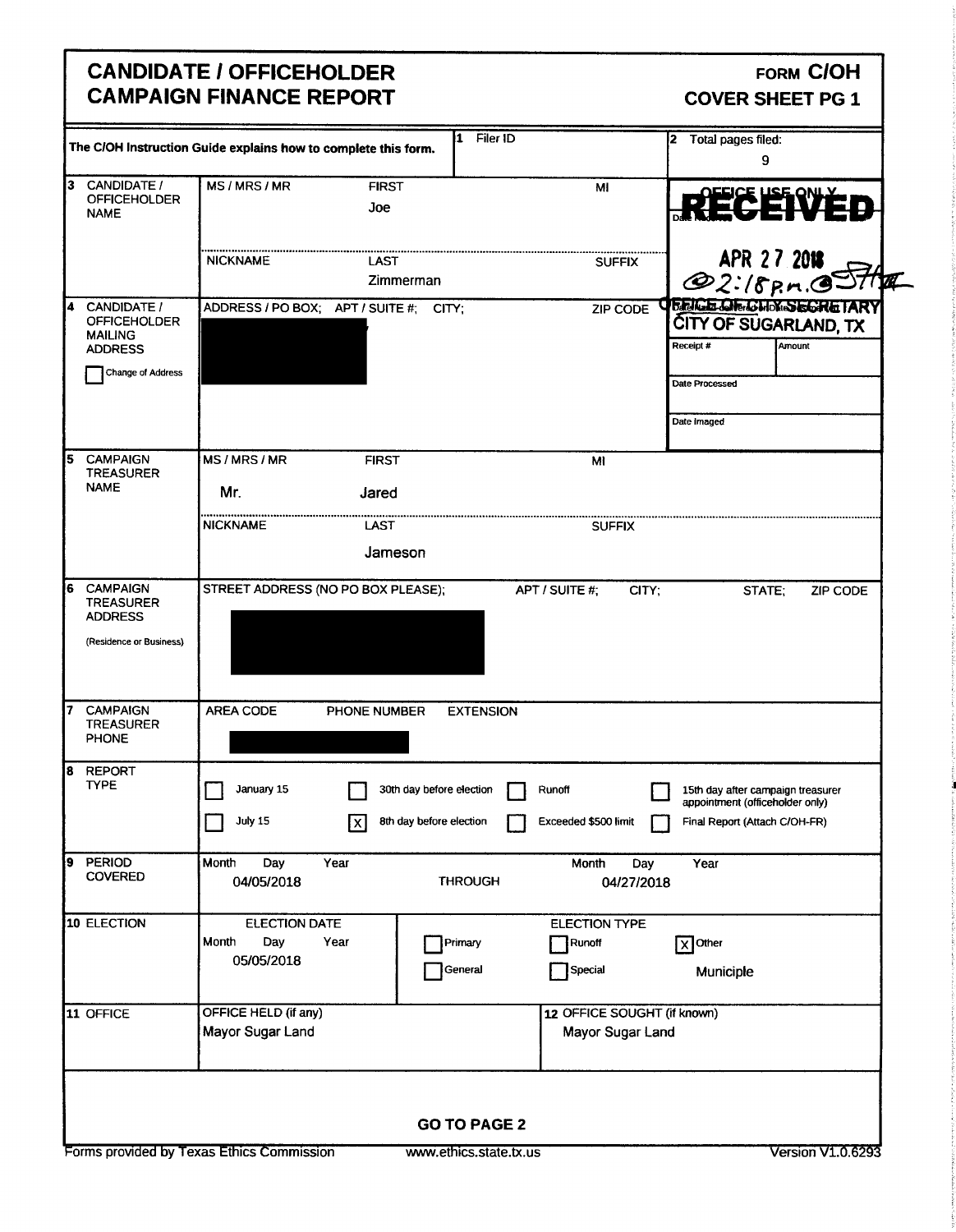# CANDIDATE / OFFICEHOLDER CAMPAIGN FINANCE REPORT

**FORM C/OH**
**COVER SHEET PG 1**

The C/OH Instruction Guide explains how to complete this form.

**1** Filer ID:

**2** Total pages filed: 9

| | | | | |
|---|---|---|---|---|
| **3** CANDIDATE / OFFICEHOLDER NAME | MS / MRS / MR | FIRST: Joe | MI | |
| | NICKNAME | LAST: Zimmerman | SUFFIX | |
| **4** CANDIDATE / OFFICEHOLDER MAILING ADDRESS ☐ Change of Address | ADDRESS / PO BOX; APT / SUITE #; CITY; ZIP CODE: [REDACTED] | | | |
| **5** CAMPAIGN TREASURER NAME | MS / MRS / MR: Mr. | FIRST: Jared | MI | |
| | NICKNAME | LAST: Jameson | SUFFIX | |
| **6** CAMPAIGN TREASURER ADDRESS (Residence or Business) | STREET ADDRESS (NO PO BOX PLEASE); APT / SUITE #; CITY; STATE; ZIP CODE: [REDACTED] | | | |
| **7** CAMPAIGN TREASURER PHONE | AREA CODE / PHONE NUMBER / EXTENSION: [REDACTED] | | | |

**OFFICE USE ONLY**

RECEIVED
APR 27 2018
@ 2:18 p.m.
OFFICE OF CITY SECRETARY
CITY OF SUGARLAND, TX

Date Received:
Receipt #:
Amount:
Date Processed:
Date Imaged:

**8 REPORT TYPE**

- ☐ January 15
- ☐ July 15
- ☐ 30th day before election
- ☒ 8th day before election
- ☐ Runoff
- ☐ Exceeded $500 limit
- ☐ 15th day after campaign treasurer appointment (officeholder only)
- ☐ Final Report (Attach C/OH-FR)

**9 PERIOD COVERED**

| Month Day Year | | Month Day Year |
|---|---|---|
| 04/05/2018 | THROUGH | 04/27/2018 |

**10 ELECTION**

ELECTION DATE (Month Day Year): 05/05/2018

ELECTION TYPE:
- ☐ Primary
- ☐ General
- ☐ Runoff
- ☐ Special
- ☒ Other: Municiple

**11 OFFICE**

OFFICE HELD (if any): Mayor Sugar Land

**12** OFFICE SOUGHT (if known): Mayor Sugar Land

**GO TO PAGE 2**

Forms provided by Texas Ethics Commission — www.ethics.state.tx.us — Version V1.0.6293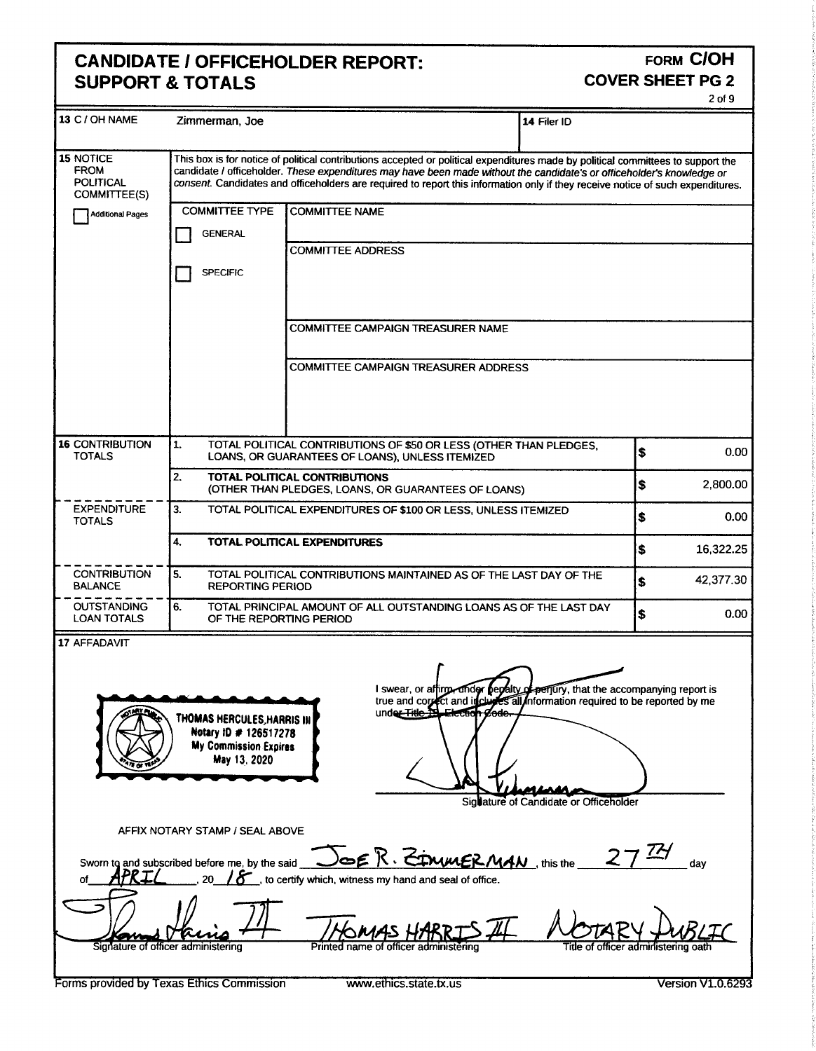# CANDIDATE / OFFICEHOLDER REPORT: SUPPORT & TOTALS

**FORM C/OH**
**COVER SHEET PG 2**

| | | |
|---|---|---|
| **13** C / OH NAME | Zimmerman, Joe | **14** Filer ID |

**15** NOTICE FROM POLITICAL COMMITTEE(S)

☐ Additional Pages

This box is for notice of political contributions accepted or political expenditures made by political committees to support the candidate / officeholder. *These expenditures may have been made without the candidate's or officeholder's knowledge or consent.* Candidates and officeholders are required to report this information only if they receive notice of such expenditures.

| COMMITTEE TYPE | |
|---|---|
| ☐ GENERAL | COMMITTEE NAME |
| ☐ SPECIFIC | COMMITTEE ADDRESS |
| | COMMITTEE CAMPAIGN TREASURER NAME |
| | COMMITTEE CAMPAIGN TREASURER ADDRESS |

| | | | |
|---|---|---|---|
| **16** CONTRIBUTION TOTALS | 1. | TOTAL POLITICAL CONTRIBUTIONS OF $50 OR LESS (OTHER THAN PLEDGES, LOANS, OR GUARANTEES OF LOANS), UNLESS ITEMIZED | $ 0.00 |
| | 2. | **TOTAL POLITICAL CONTRIBUTIONS** (OTHER THAN PLEDGES, LOANS, OR GUARANTEES OF LOANS) | $ 2,800.00 |
| EXPENDITURE TOTALS | 3. | TOTAL POLITICAL EXPENDITURES OF $100 OR LESS, UNLESS ITEMIZED | $ 0.00 |
| | 4. | **TOTAL POLITICAL EXPENDITURES** | $ 16,322.25 |
| CONTRIBUTION BALANCE | 5. | TOTAL POLITICAL CONTRIBUTIONS MAINTAINED AS OF THE LAST DAY OF THE REPORTING PERIOD | $ 42,377.30 |
| OUTSTANDING LOAN TOTALS | 6. | TOTAL PRINCIPAL AMOUNT OF ALL OUTSTANDING LOANS AS OF THE LAST DAY OF THE REPORTING PERIOD | $ 0.00 |

**17** AFFADAVIT

THOMAS HERCULES,HARRIS III
Notary ID # 126517278
My Commission Expires
May 13, 2020

I swear, or affirm, under penalty of perjury, that the accompanying report is true and correct and includes all information required to be reported by me under Title 15, Election Code.

Signature of Candidate or Officeholder

AFFIX NOTARY STAMP / SEAL ABOVE

Sworn to and subscribed before me, by the said JOE R. ZIMMERMAN, this the 27TH day of APRIL, 20 18, to certify which, witness my hand and seal of office.

| | | |
|---|---|---|
| Signature of officer administering | THOMAS HARRIS III — Printed name of officer administering | NOTARY PUBLIC — Title of officer administering oath |

Forms provided by Texas Ethics Commission www.ethics.state.tx.us Version V1.0.6293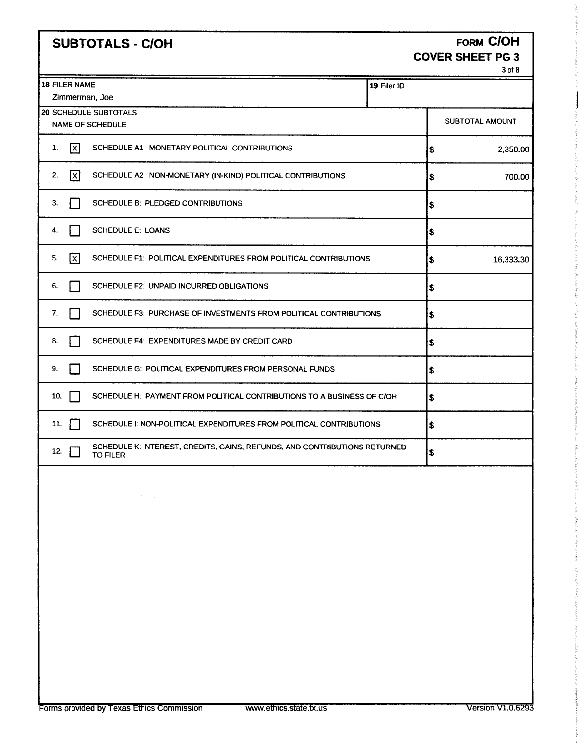# SUBTOTALS - C/OH

**FORM C/OH**
**COVER SHEET PG 3**

| 18 FILER NAME | 19 Filer ID |
|---|---|
| Zimmerman, Joe | |

**20 SCHEDULE SUBTOTALS**

| | | NAME OF SCHEDULE | SUBTOTAL AMOUNT |
|---|---|---|---|
| 1. | [X] | SCHEDULE A1: MONETARY POLITICAL CONTRIBUTIONS | $ 2,350.00 |
| 2. | [X] | SCHEDULE A2: NON-MONETARY (IN-KIND) POLITICAL CONTRIBUTIONS | $ 700.00 |
| 3. | [ ] | SCHEDULE B: PLEDGED CONTRIBUTIONS | $ |
| 4. | [ ] | SCHEDULE E: LOANS | $ |
| 5. | [X] | SCHEDULE F1: POLITICAL EXPENDITURES FROM POLITICAL CONTRIBUTIONS | $ 16,333.30 |
| 6. | [ ] | SCHEDULE F2: UNPAID INCURRED OBLIGATIONS | $ |
| 7. | [ ] | SCHEDULE F3: PURCHASE OF INVESTMENTS FROM POLITICAL CONTRIBUTIONS | $ |
| 8. | [ ] | SCHEDULE F4: EXPENDITURES MADE BY CREDIT CARD | $ |
| 9. | [ ] | SCHEDULE G: POLITICAL EXPENDITURES FROM PERSONAL FUNDS | $ |
| 10. | [ ] | SCHEDULE H: PAYMENT FROM POLITICAL CONTRIBUTIONS TO A BUSINESS OF C/OH | $ |
| 11. | [ ] | SCHEDULE I: NON-POLITICAL EXPENDITURES FROM POLITICAL CONTRIBUTIONS | $ |
| 12. | [ ] | SCHEDULE K: INTEREST, CREDITS, GAINS, REFUNDS, AND CONTRIBUTIONS RETURNED TO FILER | $ |

Forms provided by Texas Ethics Commission www.ethics.state.tx.us Version V1.0.6293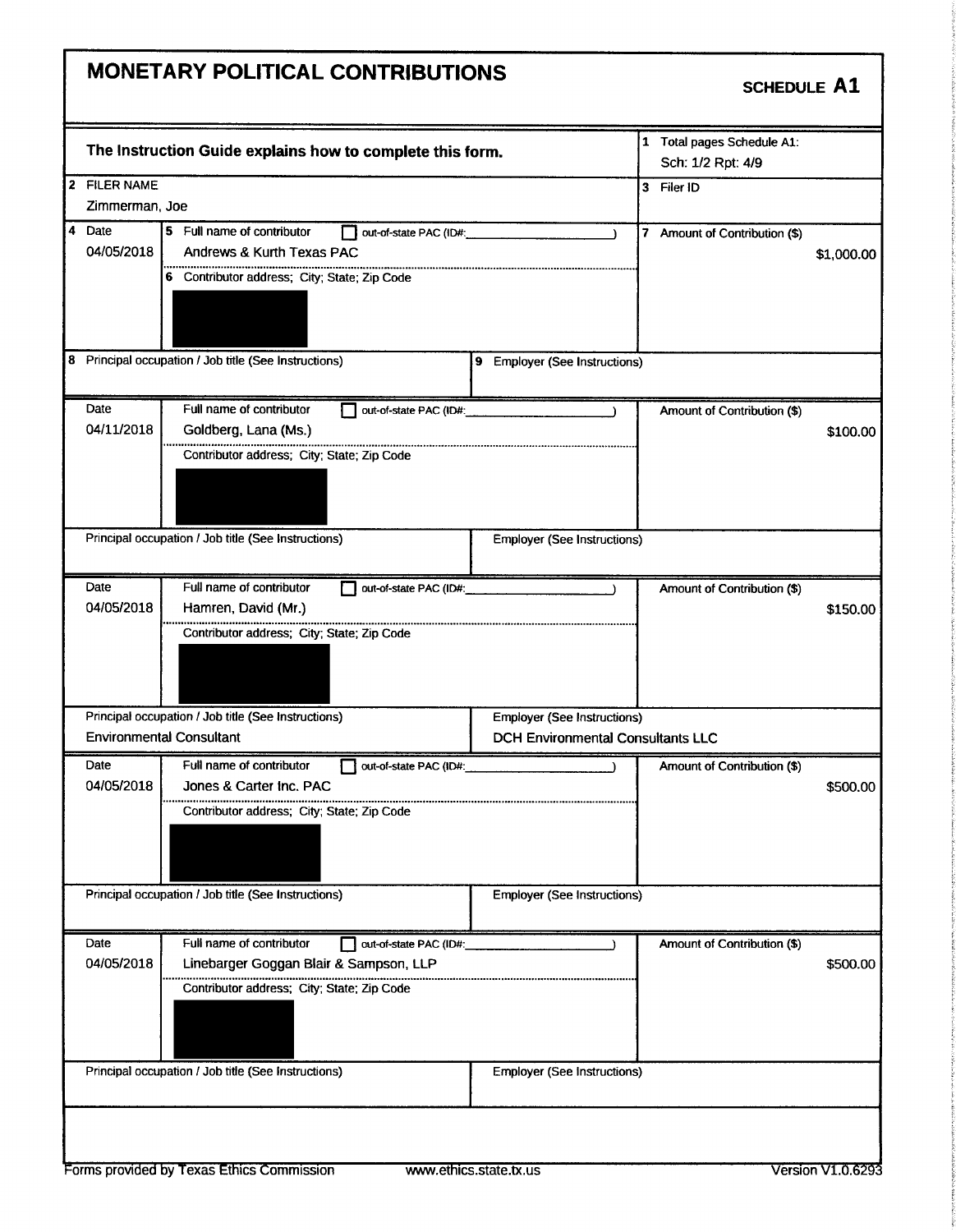# MONETARY POLITICAL CONTRIBUTIONS

**SCHEDULE A1**

**The Instruction Guide explains how to complete this form.**

1 Total pages Schedule A1: Sch: 1/2 Rpt: 4/9

2 FILER NAME
Zimmerman, Joe

3 Filer ID

| 4 Date | 5 Full name of contributor / 6 Contributor address; City; State; Zip Code | 7 Amount of Contribution ($) |
|---|---|---|
| 04/05/2018 | Andrews & Kurth Texas PAC | $1,000.00 |
| | 8 Principal occupation / Job title (See Instructions): | 9 Employer (See Instructions): |

| Date | Full name of contributor / Contributor address; City; State; Zip Code | Amount of Contribution ($) |
|---|---|---|
| 04/11/2018 | Goldberg, Lana (Ms.) | $100.00 |
| | Principal occupation / Job title (See Instructions): | Employer (See Instructions): |

| Date | Full name of contributor / Contributor address; City; State; Zip Code | Amount of Contribution ($) |
|---|---|---|
| 04/05/2018 | Hamren, David (Mr.) | $150.00 |
| | Principal occupation / Job title (See Instructions): Environmental Consultant | Employer (See Instructions): DCH Environmental Consultants LLC |

| Date | Full name of contributor / Contributor address; City; State; Zip Code | Amount of Contribution ($) |
|---|---|---|
| 04/05/2018 | Jones & Carter Inc. PAC | $500.00 |
| | Principal occupation / Job title (See Instructions): | Employer (See Instructions): |

| Date | Full name of contributor / Contributor address; City; State; Zip Code | Amount of Contribution ($) |
|---|---|---|
| 04/05/2018 | Linebarger Goggan Blair & Sampson, LLP | $500.00 |
| | Principal occupation / Job title (See Instructions): | Employer (See Instructions): |

Forms provided by Texas Ethics Commission www.ethics.state.tx.us Version V1.0.6293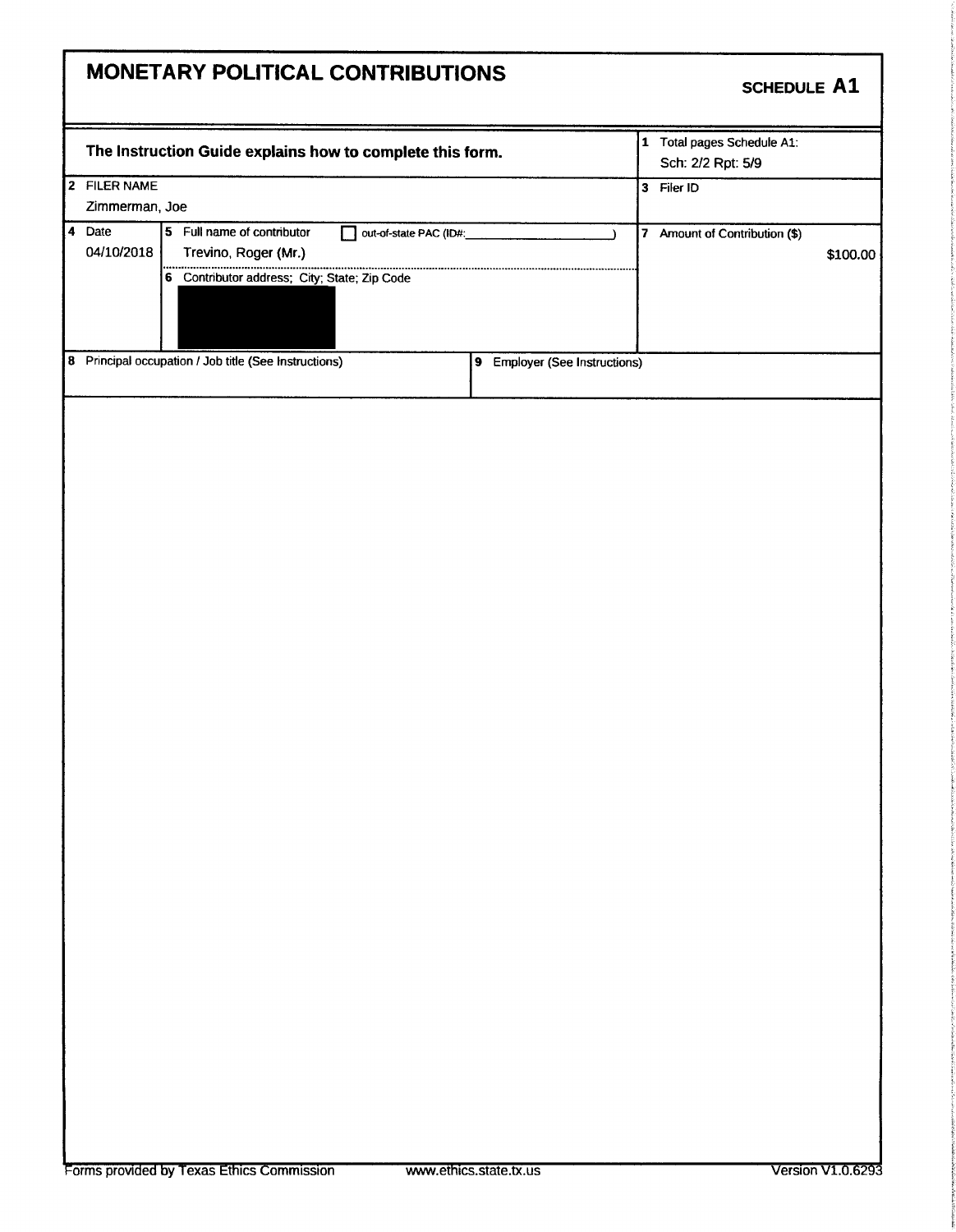# MONETARY POLITICAL CONTRIBUTIONS

**SCHEDULE A1**

| | |
|---|---|
| **The Instruction Guide explains how to complete this form.** | 1 Total pages Schedule A1: Sch: 2/2 Rpt: 5/9 |
| 2 FILER NAME<br>Zimmerman, Joe | 3 Filer ID |

| 4 Date | 5 Full name of contributor ☐ out-of-state PAC (ID#:\_\_\_\_\_\_\_\_\_\_) | 7 Amount of Contribution ($) |
|---|---|---|
| 04/10/2018 | Trevino, Roger (Mr.) | $100.00 |
| | 6 Contributor address; City; State; Zip Code<br>[REDACTED] | |

| 8 Principal occupation / Job title (See Instructions) | 9 Employer (See Instructions) |
|---|---|
| | |

Forms provided by Texas Ethics Commission www.ethics.state.tx.us Version V1.0.6293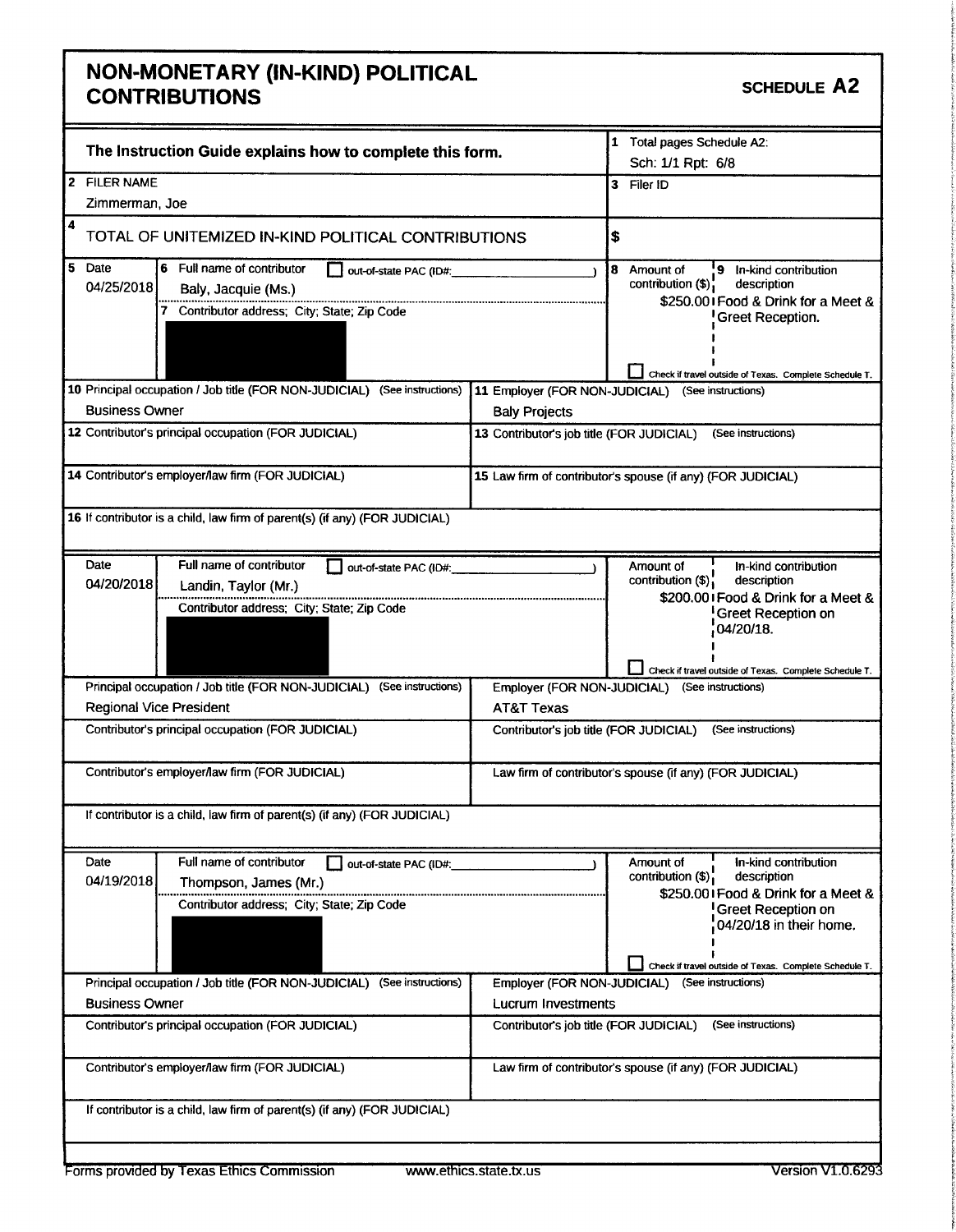# NON-MONETARY (IN-KIND) POLITICAL CONTRIBUTIONS

**SCHEDULE A2**

**The Instruction Guide explains how to complete this form.**

1 Total pages Schedule A2: Sch: 1/1 Rpt: 6/8

2 FILER NAME: Zimmerman, Joe

3 Filer ID:

4 TOTAL OF UNITEMIZED IN-KIND POLITICAL CONTRIBUTIONS: $

---

| Field | Value |
|---|---|
| 5 Date | 04/25/2018 |
| 6 Full name of contributor | Baly, Jacquie (Ms.) |
| out-of-state PAC (ID#: ) | ☐ |
| 7 Contributor address; City; State; Zip Code | [redacted] |
| 8 Amount of contribution ($) | $250.00 |
| 9 In-kind contribution description | Food & Drink for a Meet & Greet Reception. |
| Check if travel outside of Texas. Complete Schedule T. | ☐ |
| 10 Principal occupation / Job title (FOR NON-JUDICIAL) (See instructions) | Business Owner |
| 11 Employer (FOR NON-JUDICIAL) (See instructions) | Baly Projects |
| 12 Contributor's principal occupation (FOR JUDICIAL) | |
| 13 Contributor's job title (FOR JUDICIAL) (See instructions) | |
| 14 Contributor's employer/law firm (FOR JUDICIAL) | |
| 15 Law firm of contributor's spouse (if any) (FOR JUDICIAL) | |
| 16 If contributor is a child, law firm of parent(s) (if any) (FOR JUDICIAL) | |

---

| Field | Value |
|---|---|
| Date | 04/20/2018 |
| Full name of contributor | Landin, Taylor (Mr.) |
| out-of-state PAC (ID#: ) | ☐ |
| Contributor address; City; State; Zip Code | [redacted] |
| Amount of contribution ($) | $200.00 |
| In-kind contribution description | Food & Drink for a Meet & Greet Reception on 04/20/18. |
| Check if travel outside of Texas. Complete Schedule T. | ☐ |
| Principal occupation / Job title (FOR NON-JUDICIAL) (See instructions) | Regional Vice President |
| Employer (FOR NON-JUDICIAL) (See instructions) | AT&T Texas |
| Contributor's principal occupation (FOR JUDICIAL) | |
| Contributor's job title (FOR JUDICIAL) (See instructions) | |
| Contributor's employer/law firm (FOR JUDICIAL) | |
| Law firm of contributor's spouse (if any) (FOR JUDICIAL) | |
| If contributor is a child, law firm of parent(s) (if any) (FOR JUDICIAL) | |

---

| Field | Value |
|---|---|
| Date | 04/19/2018 |
| Full name of contributor | Thompson, James (Mr.) |
| out-of-state PAC (ID#: ) | ☐ |
| Contributor address; City; State; Zip Code | [redacted] |
| Amount of contribution ($) | $250.00 |
| In-kind contribution description | Food & Drink for a Meet & Greet Reception on 04/20/18 in their home. |
| Check if travel outside of Texas. Complete Schedule T. | ☐ |
| Principal occupation / Job title (FOR NON-JUDICIAL) (See instructions) | Business Owner |
| Employer (FOR NON-JUDICIAL) (See instructions) | Lucrum Investments |
| Contributor's principal occupation (FOR JUDICIAL) | |
| Contributor's job title (FOR JUDICIAL) (See instructions) | |
| Contributor's employer/law firm (FOR JUDICIAL) | |
| Law firm of contributor's spouse (if any) (FOR JUDICIAL) | |
| If contributor is a child, law firm of parent(s) (if any) (FOR JUDICIAL) | |

Forms provided by Texas Ethics Commission    www.ethics.state.tx.us    Version V1.0.6293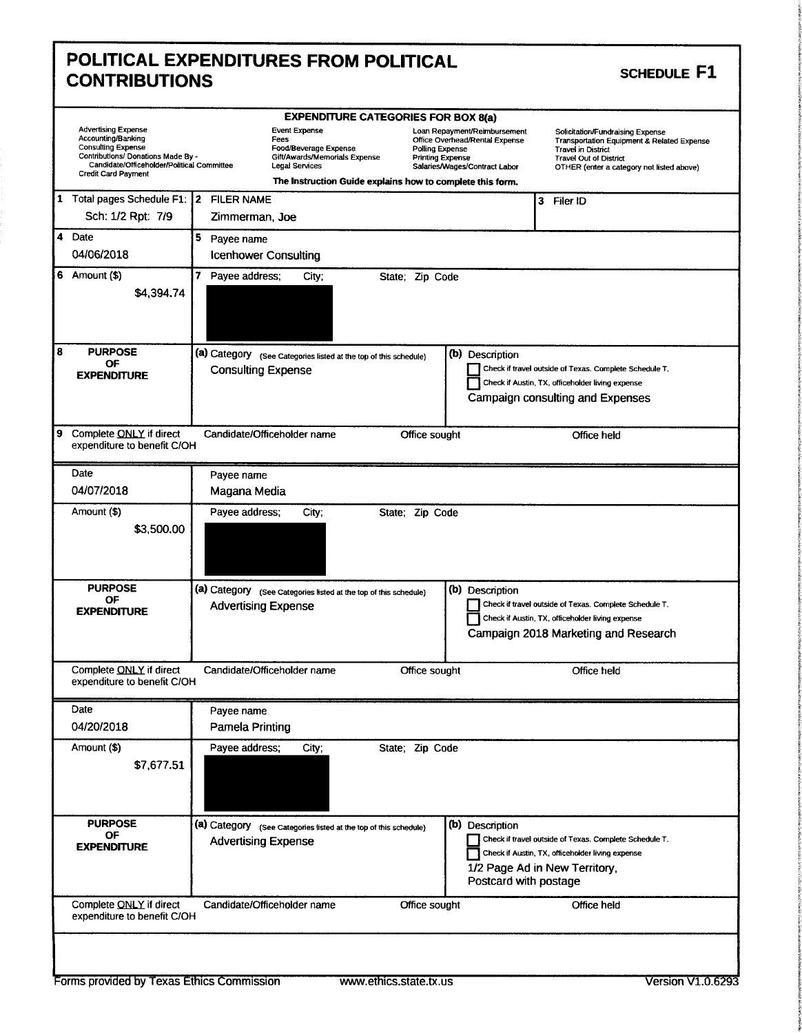# POLITICAL EXPENDITURES FROM POLITICAL CONTRIBUTIONS

## SCHEDULE F1

**EXPENDITURE CATEGORIES FOR BOX 8(a)**

| | | | |
|---|---|---|---|
| Advertising Expense | Event Expense | Loan Repayment/Reimbursement | Solicitation/Fundraising Expense |
| Accounting/Banking | Fees | Office Overhead/Rental Expense | Transportation Equipment & Related Expense |
| Consulting Expense | Food/Beverage Expense | Polling Expense | Travel in District |
| Contributions/ Donations Made By - Candidate/Officeholder/Political Committee | Gift/Awards/Memorials Expense | Printing Expense | Travel Out of District |
| Credit Card Payment | Legal Services | Salaries/Wages/Contract Labor | OTHER (enter a category not listed above) |

**The Instruction Guide explains how to complete this form.**

| | | |
|---|---|---|
| 1 Total pages Schedule F1: Sch: 1/2 Rpt: 7/9 | 2 FILER NAME: Zimmerman, Joe | 3 Filer ID |

---

**4 Date:** 04/06/2018

**5 Payee name:** Icenhower Consulting

**6 Amount ($):** $4,394.74

**7 Payee address; City; State; Zip Code:** [redacted]

**8 PURPOSE OF EXPENDITURE**
- (a) Category (See Categories listed at the top of this schedule): Consulting Expense
- (b) Description: Campaign consulting and Expenses
  - ☐ Check if travel outside of Texas. Complete Schedule T.
  - ☐ Check if Austin, TX, officeholder living expense

**9 Complete ONLY if direct expenditure to benefit C/OH:** Candidate/Officeholder name | Office sought | Office held

---

**Date:** 04/07/2018

**Payee name:** Magana Media

**Amount ($):** $3,500.00

**Payee address; City; State; Zip Code:** [redacted]

**PURPOSE OF EXPENDITURE**
- (a) Category (See Categories listed at the top of this schedule): Advertising Expense
- (b) Description: Campaign 2018 Marketing and Research
  - ☐ Check if travel outside of Texas. Complete Schedule T.
  - ☐ Check if Austin, TX, officeholder living expense

**Complete ONLY if direct expenditure to benefit C/OH:** Candidate/Officeholder name | Office sought | Office held

---

**Date:** 04/20/2018

**Payee name:** Pamela Printing

**Amount ($):** $7,677.51

**Payee address; City; State; Zip Code:** [redacted]

**PURPOSE OF EXPENDITURE**
- (a) Category (See Categories listed at the top of this schedule): Advertising Expense
- (b) Description: 1/2 Page Ad in New Territory, Postcard with postage
  - ☐ Check if travel outside of Texas. Complete Schedule T.
  - ☐ Check if Austin, TX, officeholder living expense

**Complete ONLY if direct expenditure to benefit C/OH:** Candidate/Officeholder name | Office sought | Office held

---

Forms provided by Texas Ethics Commission www.ethics.state.tx.us Version V1.0.6293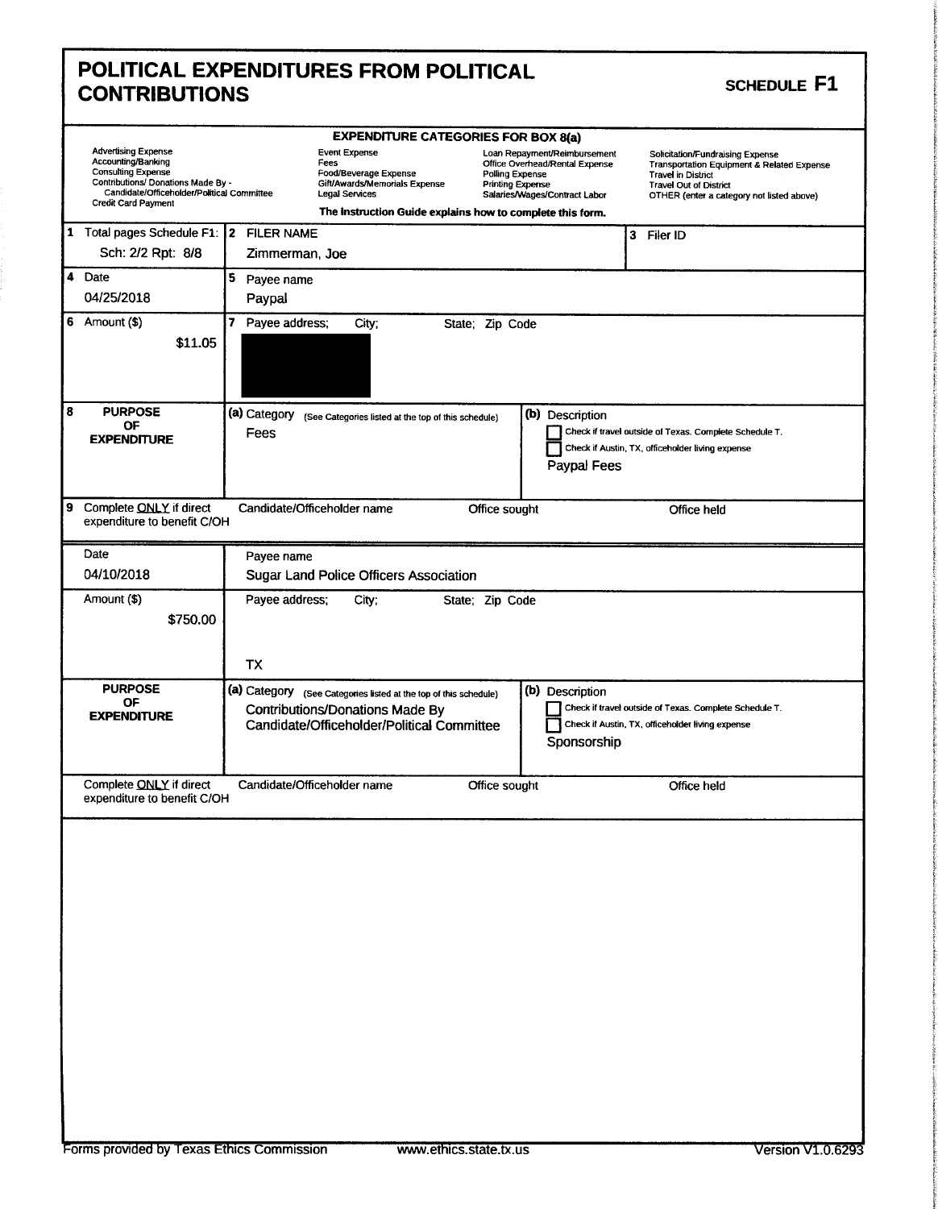# POLITICAL EXPENDITURES FROM POLITICAL CONTRIBUTIONS

**SCHEDULE F1**

**EXPENDITURE CATEGORIES FOR BOX 8(a)**

| | | | |
|---|---|---|---|
| Advertising Expense | Event Expense | Loan Repayment/Reimbursement | Solicitation/Fundraising Expense |
| Accounting/Banking | Fees | Office Overhead/Rental Expense | Transportation Equipment & Related Expense |
| Consulting Expense | Food/Beverage Expense | Polling Expense | Travel in District |
| Contributions/ Donations Made By - Candidate/Officeholder/Political Committee | Gift/Awards/Memorials Expense | Printing Expense | Travel Out of District |
| Credit Card Payment | Legal Services | Salaries/Wages/Contract Labor | OTHER (enter a category not listed above) |

**The Instruction Guide explains how to complete this form.**

| | | |
|---|---|---|
| 1 Total pages Schedule F1: Sch: 2/2 Rpt: 8/8 | 2 FILER NAME Zimmerman, Joe | 3 Filer ID |
| 4 Date 04/25/2018 | 5 Payee name Paypal | |
| 6 Amount ($) $11.05 | 7 Payee address; City; State; Zip Code [REDACTED] | |
| 8 **PURPOSE OF EXPENDITURE** | (a) Category (See Categories listed at the top of this schedule) Fees | (b) Description ☐ Check if travel outside of Texas. Complete Schedule T. ☐ Check if Austin, TX, officeholder living expense Paypal Fees |
| 9 Complete ONLY if direct expenditure to benefit C/OH | Candidate/Officeholder name / Office sought | Office held |

| | | |
|---|---|---|
| Date 04/10/2018 | Payee name Sugar Land Police Officers Association | |
| Amount ($) $750.00 | Payee address; City; State; Zip Code TX | |
| **PURPOSE OF EXPENDITURE** | (a) Category (See Categories listed at the top of this schedule) Contributions/Donations Made By Candidate/Officeholder/Political Committee | (b) Description ☐ Check if travel outside of Texas. Complete Schedule T. ☐ Check if Austin, TX, officeholder living expense Sponsorship |
| Complete ONLY if direct expenditure to benefit C/OH | Candidate/Officeholder name / Office sought | Office held |

Forms provided by Texas Ethics Commission www.ethics.state.tx.us Version V1.0.6293